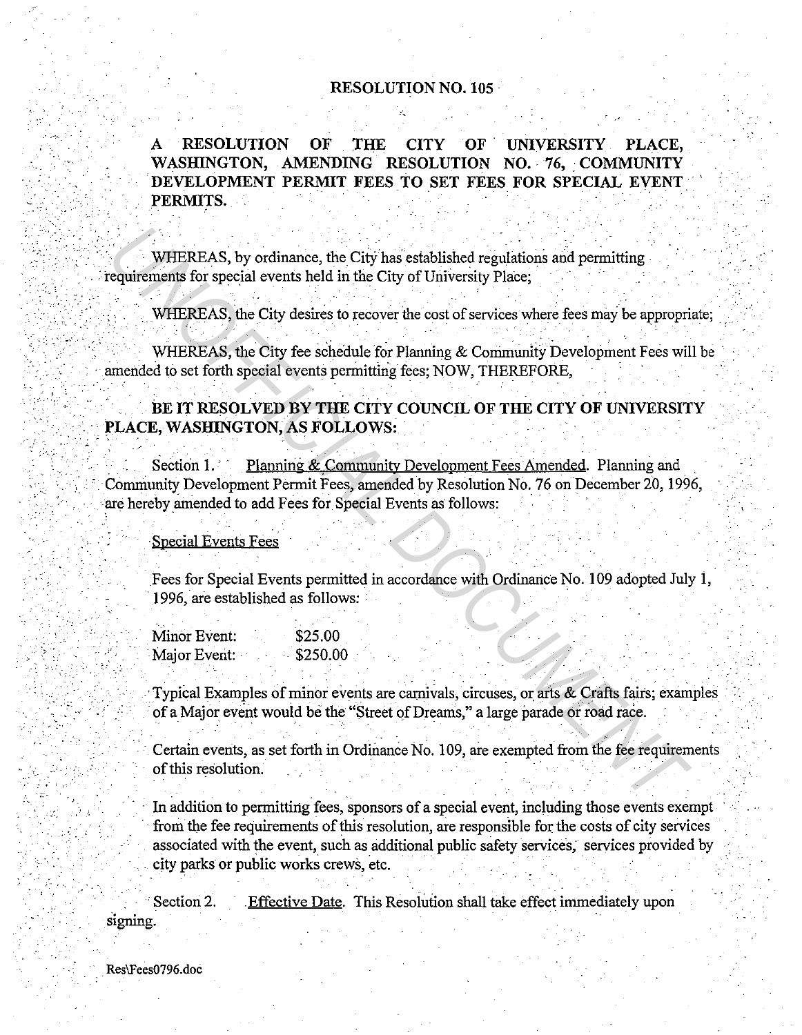# RESOLUTION NO. 105

**A RESOLUTION OF THE CITY OF UNIVERSITY PLACE, WASHINGTON, AMENDING RESOLUTION NO. 76, COMMUNITY DEVELOPMENT PERMIT FEES TO SET FEES FOR SPECIAL EVENT PERMITS.**

WHEREAS, by ordinance, the City has established regulations and permitting requirements for special events held in the City of University Place;

WHEREAS, the City desires to recover the cost of services where fees may be appropriate;

WHEREAS, the City fee schedule for Planning & Community Development Fees will be amended to set forth special events permitting fees; NOW, THEREFORE,

**BE IT RESOLVED BY THE CITY COUNCIL OF THE CITY OF UNIVERSITY PLACE, WASHINGTON, AS FOLLOWS:**

Section 1. Planning & Community Development Fees Amended. Planning and Community Development Permit Fees, amended by Resolution No. 76 on December 20, 1996, are hereby amended to add Fees for Special Events as follows:

Special Events Fees

Fees for Special Events permitted in accordance with Ordinance No. 109 adopted July 1, 1996, are established as follows:

| | |
|---|---|
| Minor Event: | $25.00 |
| Major Event: | $250.00 |

Typical Examples of minor events are carnivals, circuses, or arts & Crafts fairs; examples of a Major event would be the "Street of Dreams," a large parade or road race.

Certain events, as set forth in Ordinance No. 109, are exempted from the fee requirements of this resolution.

In addition to permitting fees, sponsors of a special event, including those events exempt from the fee requirements of this resolution, are responsible for the costs of city services associated with the event, such as additional public safety services, services provided by city parks or public works crews, etc.

Section 2. Effective Date. This Resolution shall take effect immediately upon signing.

Res\Fees0796.doc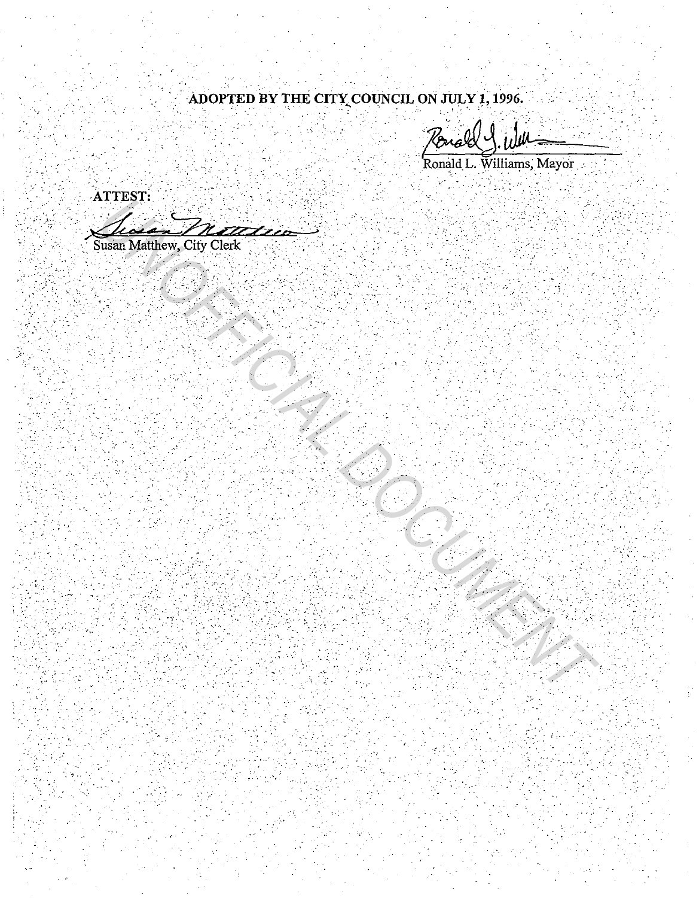**ADOPTED BY THE CITY COUNCIL ON JULY 1, 1996.**

Ronald L. Williams, Mayor

**ATTEST:**

Susan Matthew, City Clerk

UNOFFICIAL DOCUMENT